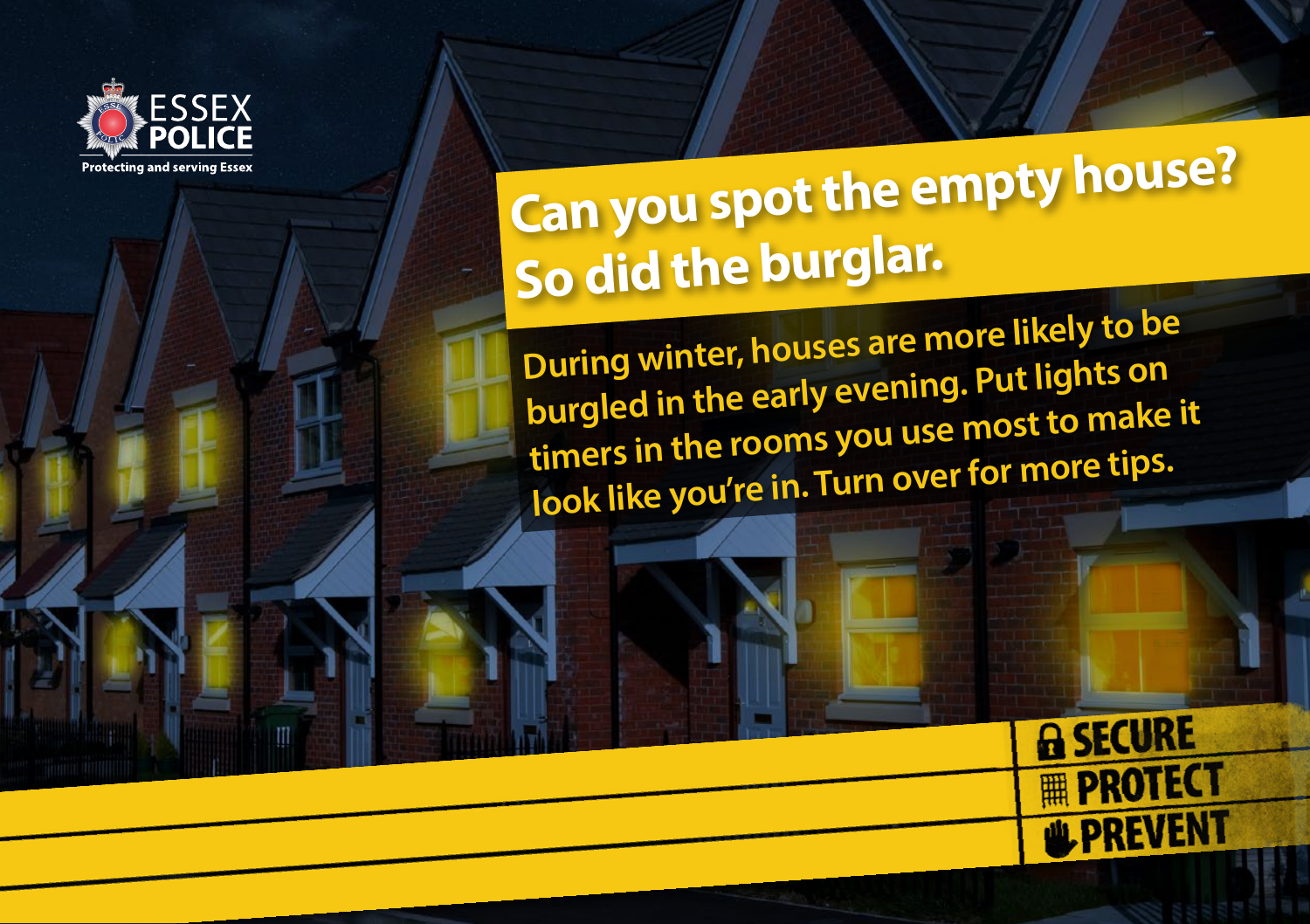ESSEX POLICE

Protecting and serving Essex

# Can you spot the empty house? So did the burglar.

During winter, houses are more likely to be burgled in the early evening. Put lights on timers in the rooms you use most to make it look like you're in. Turn over for more tips.

**SECURE**
**PROTECT**
**PREVENT**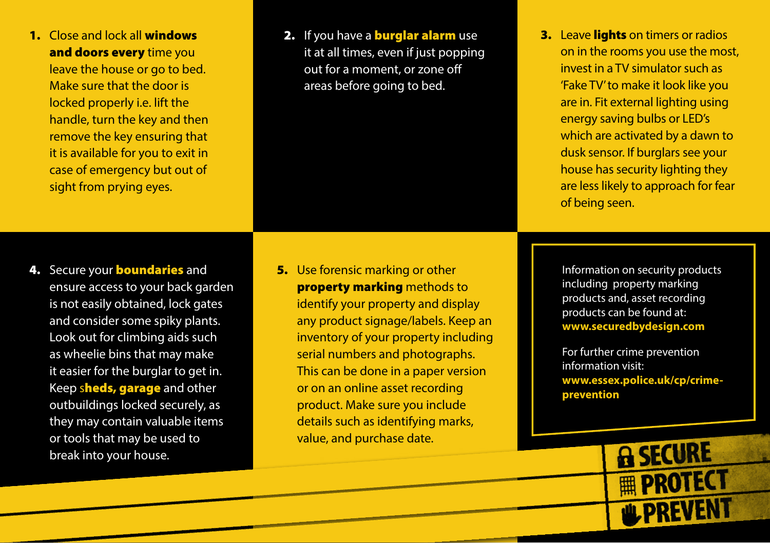1. Close and lock all **windows and doors every** time you leave the house or go to bed. Make sure that the door is locked properly i.e. lift the handle, turn the key and then remove the key ensuring that it is available for you to exit in case of emergency but out of sight from prying eyes.

2. If you have a **burglar alarm** use it at all times, even if just popping out for a moment, or zone off areas before going to bed.

3. Leave **lights** on timers or radios on in the rooms you use the most, invest in a TV simulator such as 'Fake TV' to make it look like you are in. Fit external lighting using energy saving bulbs or LED's which are activated by a dawn to dusk sensor. If burglars see your house has security lighting they are less likely to approach for fear of being seen.

4. Secure your **boundaries** and ensure access to your back garden is not easily obtained, lock gates and consider some spiky plants. Look out for climbing aids such as wheelie bins that may make it easier for the burglar to get in. Keep **sheds, garage** and other outbuildings locked securely, as they may contain valuable items or tools that may be used to break into your house.

5. Use forensic marking or other **property marking** methods to identify your property and display any product signage/labels. Keep an inventory of your property including serial numbers and photographs. This can be done in a paper version or on an online asset recording product. Make sure you include details such as identifying marks, value, and purchase date.

Information on security products including property marking products and, asset recording products can be found at:
**www.securedbydesign.com**

For further crime prevention information visit:
**www.essex.police.uk/cp/crime-prevention**

SECURE
PROTECT
PREVENT